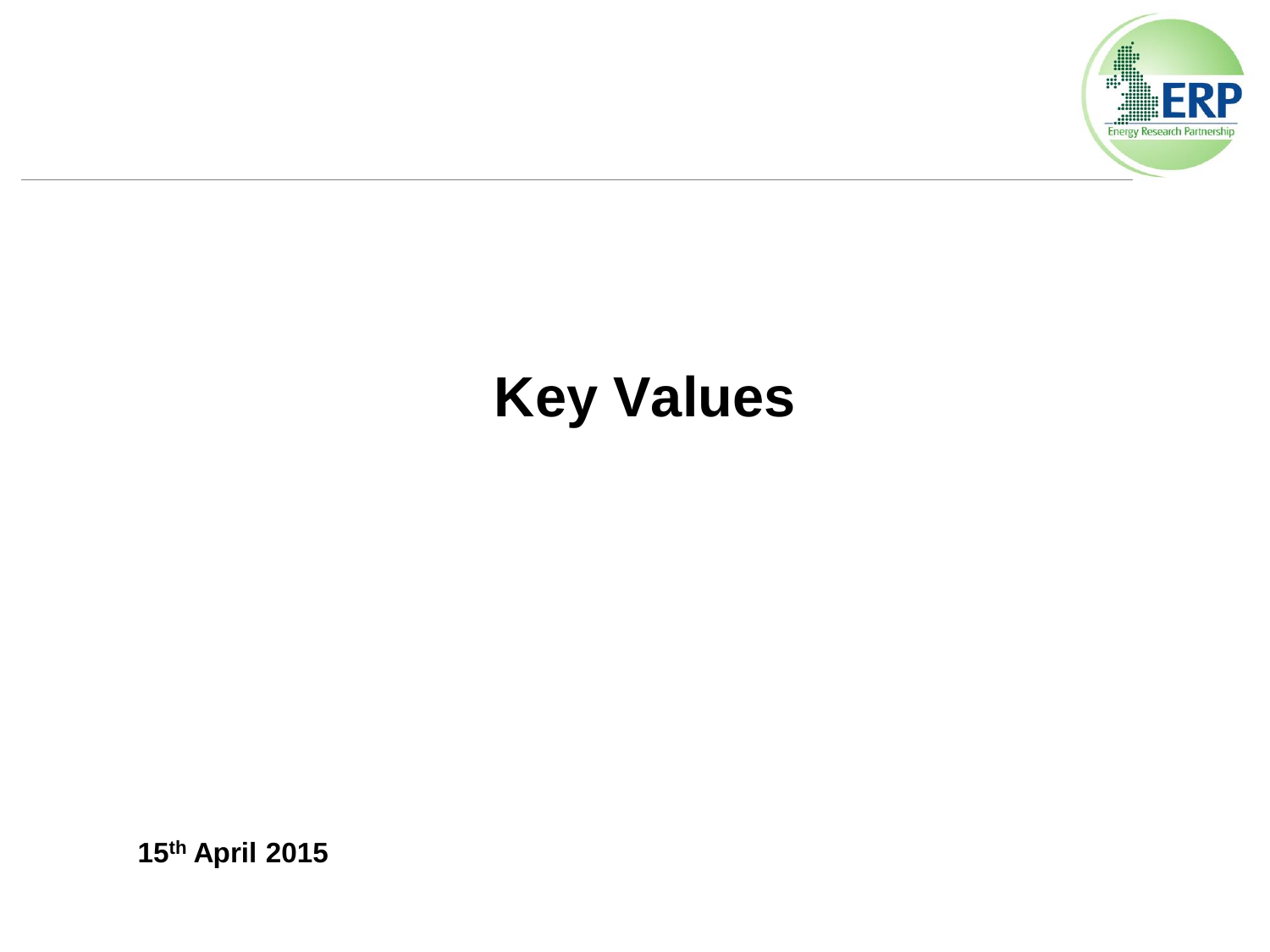# Key Values

**15th April 2015**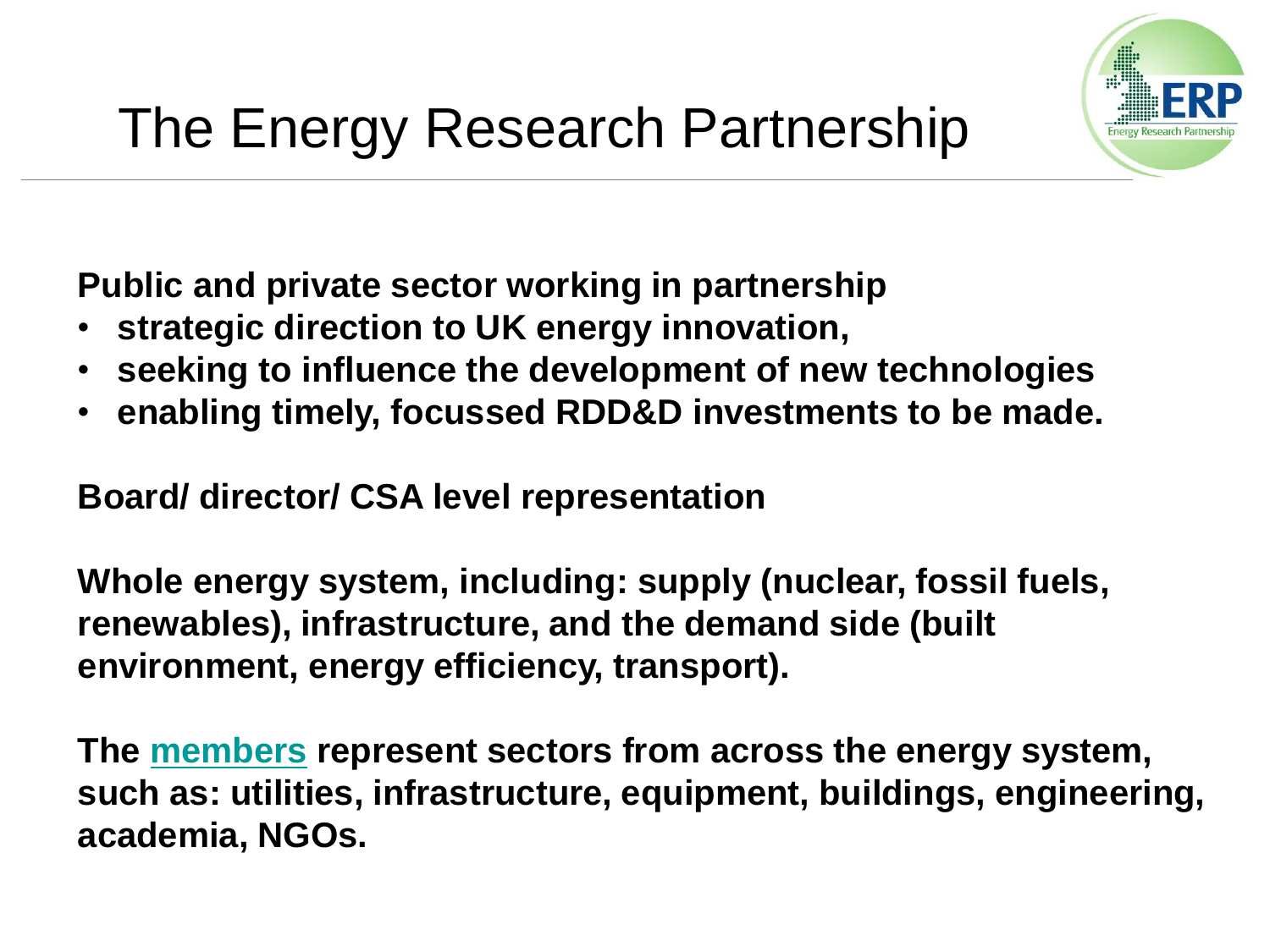# The Energy Research Partnership

**Public and private sector working in partnership**

- **strategic direction to UK energy innovation,**
- **seeking to influence the development of new technologies**
- **enabling timely, focussed RDD&D investments to be made.**

**Board/ director/ CSA level representation**

**Whole energy system, including: supply (nuclear, fossil fuels, renewables), infrastructure, and the demand side (built environment, energy efficiency, transport).**

**The members represent sectors from across the energy system, such as: utilities, infrastructure, equipment, buildings, engineering, academia, NGOs.**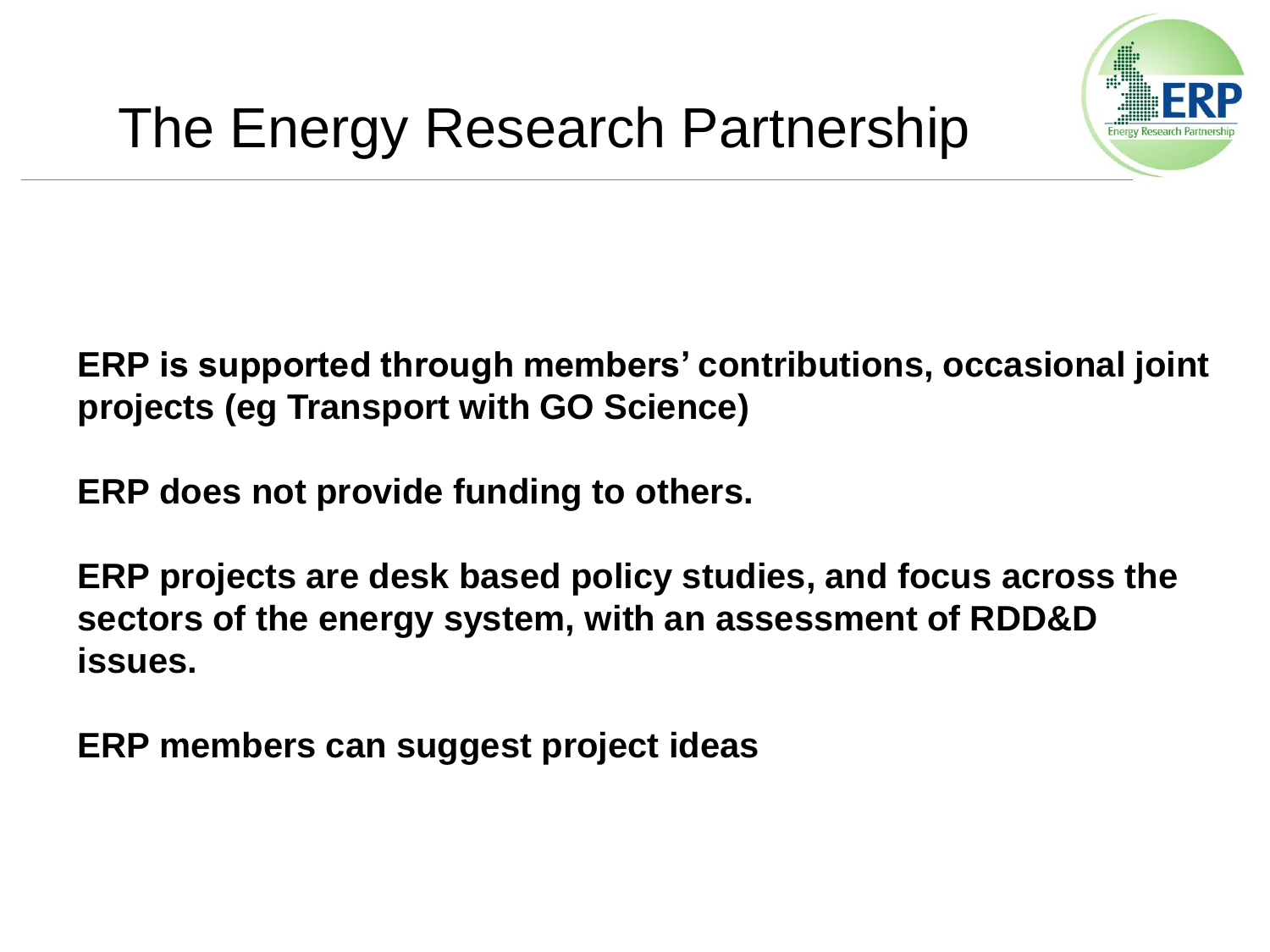# The Energy Research Partnership

**ERP is supported through members' contributions, occasional joint projects (eg Transport with GO Science)**

**ERP does not provide funding to others.**

**ERP projects are desk based policy studies, and focus across the sectors of the energy system, with an assessment of RDD&D issues.**

**ERP members can suggest project ideas**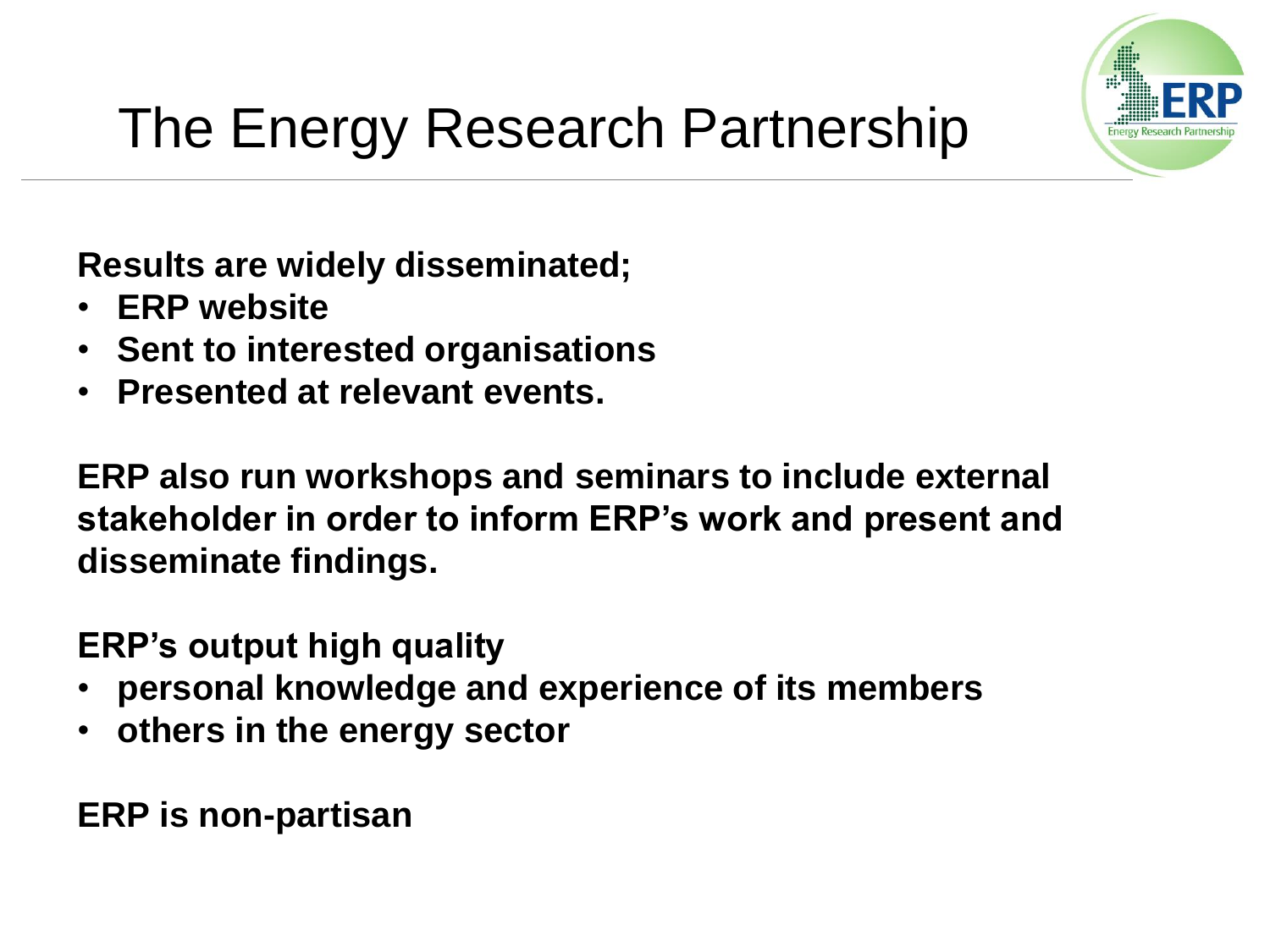# The Energy Research Partnership

**Results are widely disseminated;**

- **ERP website**
- **Sent to interested organisations**
- **Presented at relevant events.**

**ERP also run workshops and seminars to include external stakeholder in order to inform ERP's work and present and disseminate findings.**

**ERP's output high quality**

- **personal knowledge and experience of its members**
- **others in the energy sector**

**ERP is non-partisan**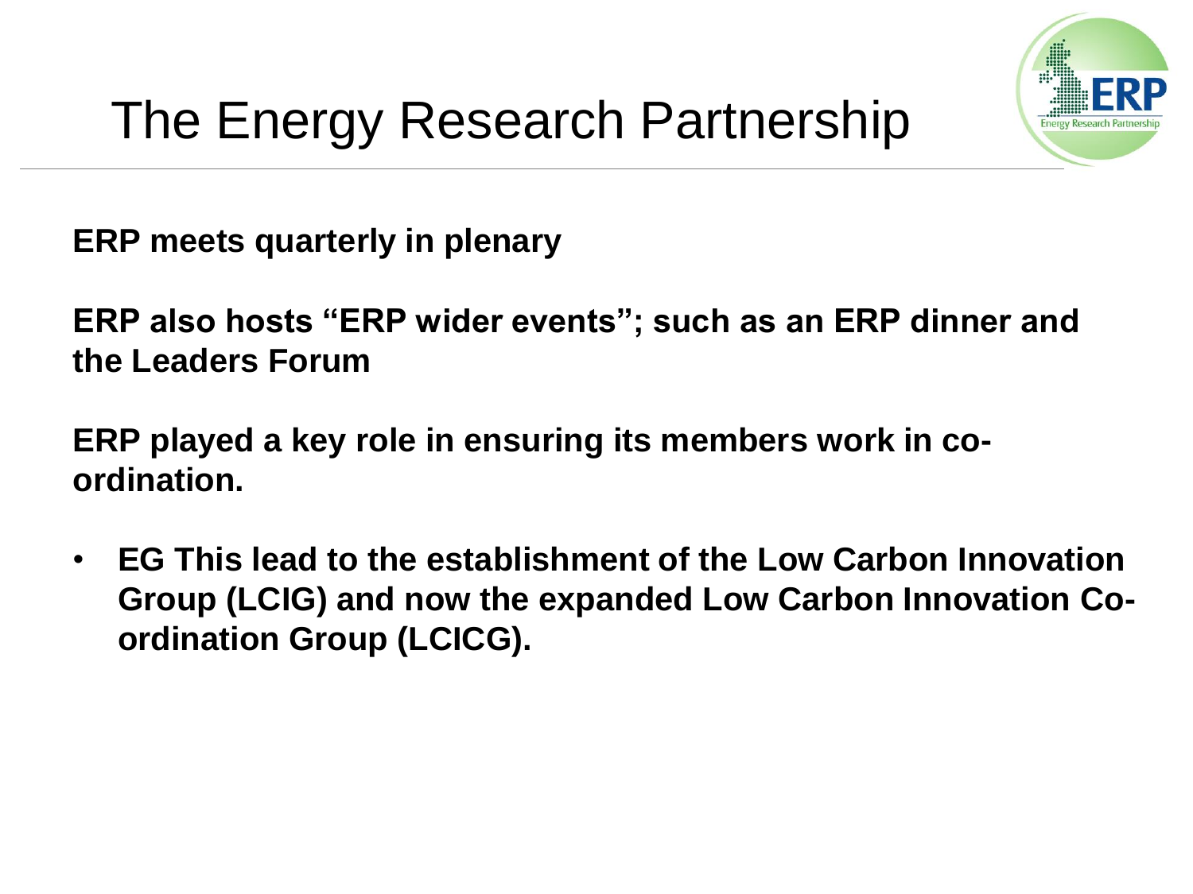# The Energy Research Partnership

**ERP meets quarterly in plenary**

**ERP also hosts “ERP wider events”; such as an ERP dinner and the Leaders Forum**

**ERP played a key role in ensuring its members work in co-ordination.**

- **EG This lead to the establishment of the Low Carbon Innovation Group (LCIG) and now the expanded Low Carbon Innovation Co-ordination Group (LCICG).**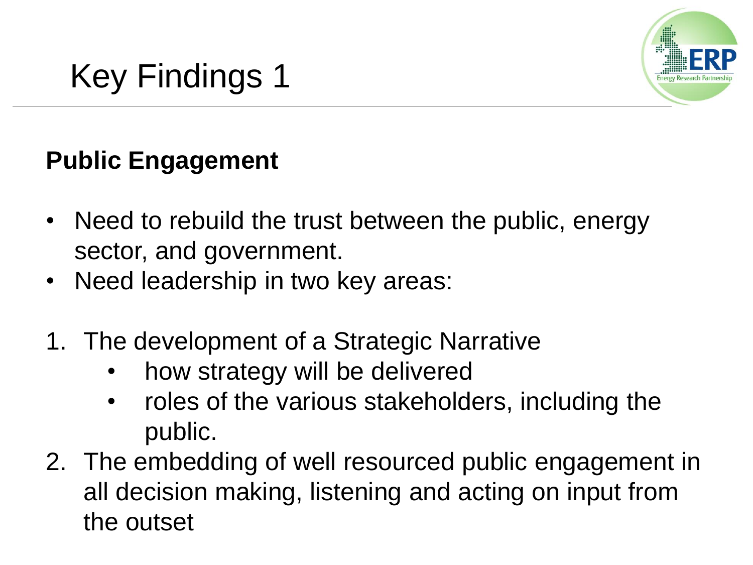# Key Findings 1

**Public Engagement**

- Need to rebuild the trust between the public, energy sector, and government.
- Need leadership in two key areas:

1. The development of a Strategic Narrative
    - how strategy will be delivered
    - roles of the various stakeholders, including the public.
2. The embedding of well resourced public engagement in all decision making, listening and acting on input from the outset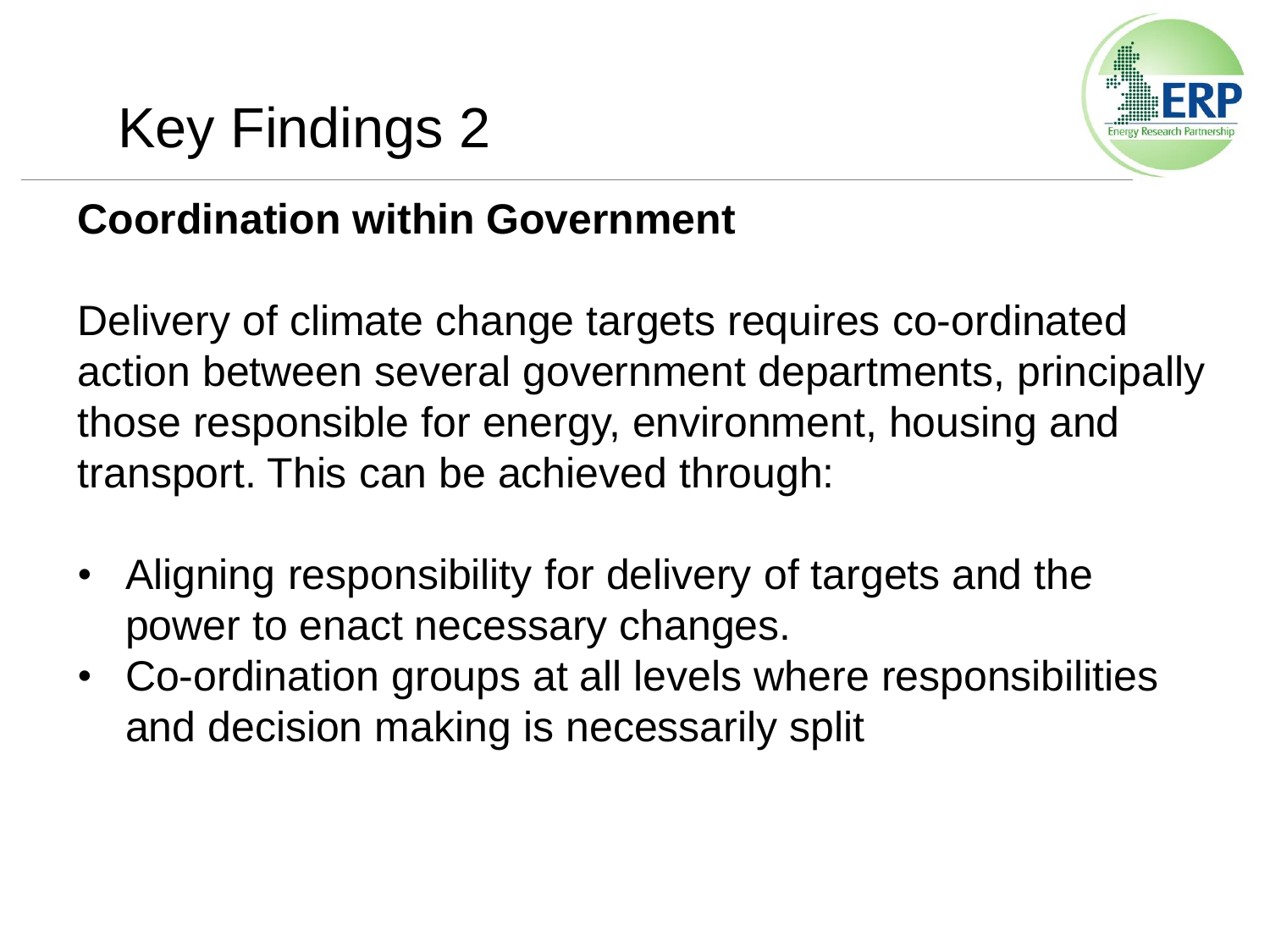# Key Findings 2

## Coordination within Government

Delivery of climate change targets requires co-ordinated action between several government departments, principally those responsible for energy, environment, housing and transport. This can be achieved through:

- Aligning responsibility for delivery of targets and the power to enact necessary changes.
- Co-ordination groups at all levels where responsibilities and decision making is necessarily split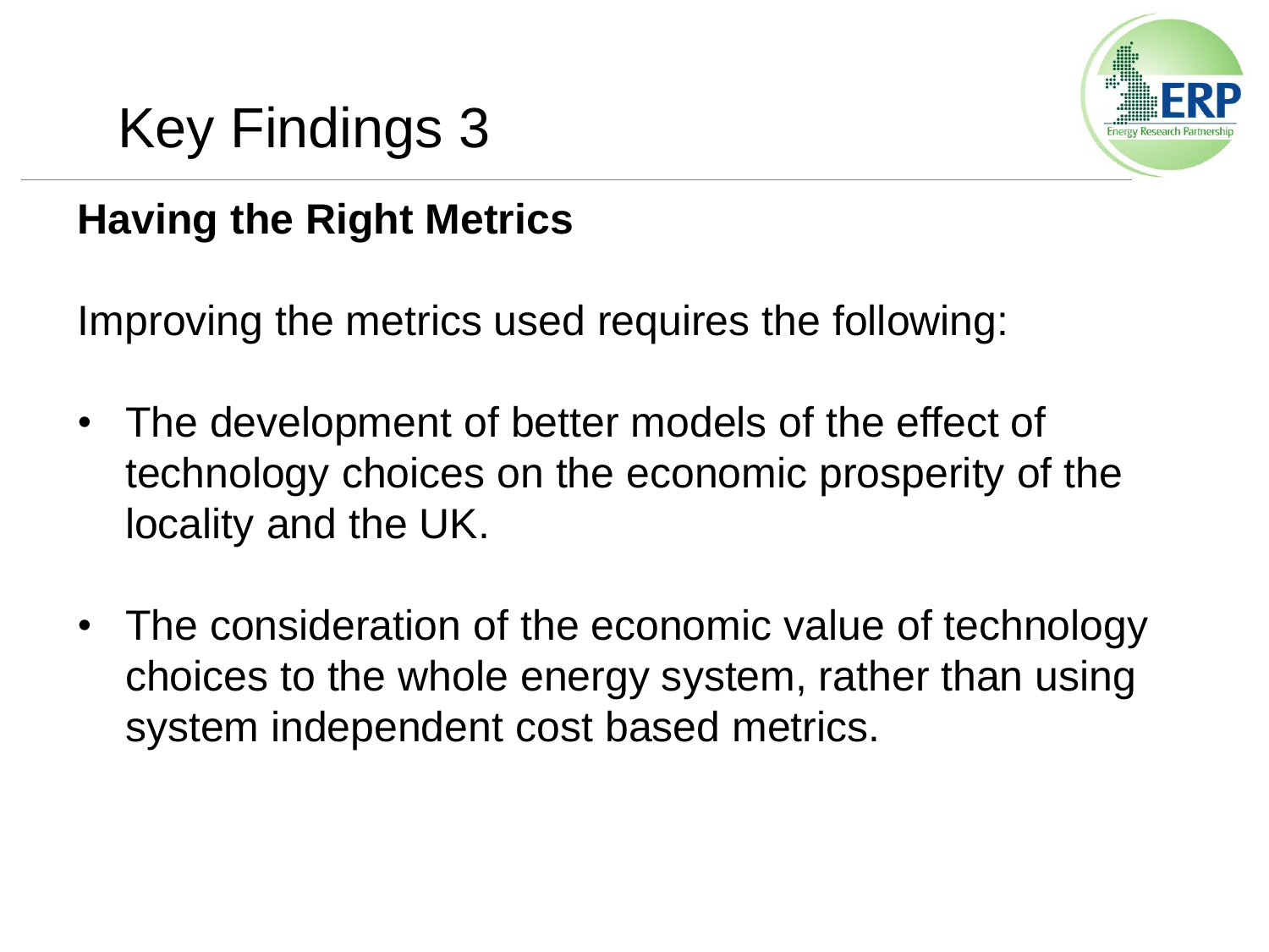# Key Findings 3

**Having the Right Metrics**

Improving the metrics used requires the following:

- The development of better models of the effect of technology choices on the economic prosperity of the locality and the UK.
- The consideration of the economic value of technology choices to the whole energy system, rather than using system independent cost based metrics.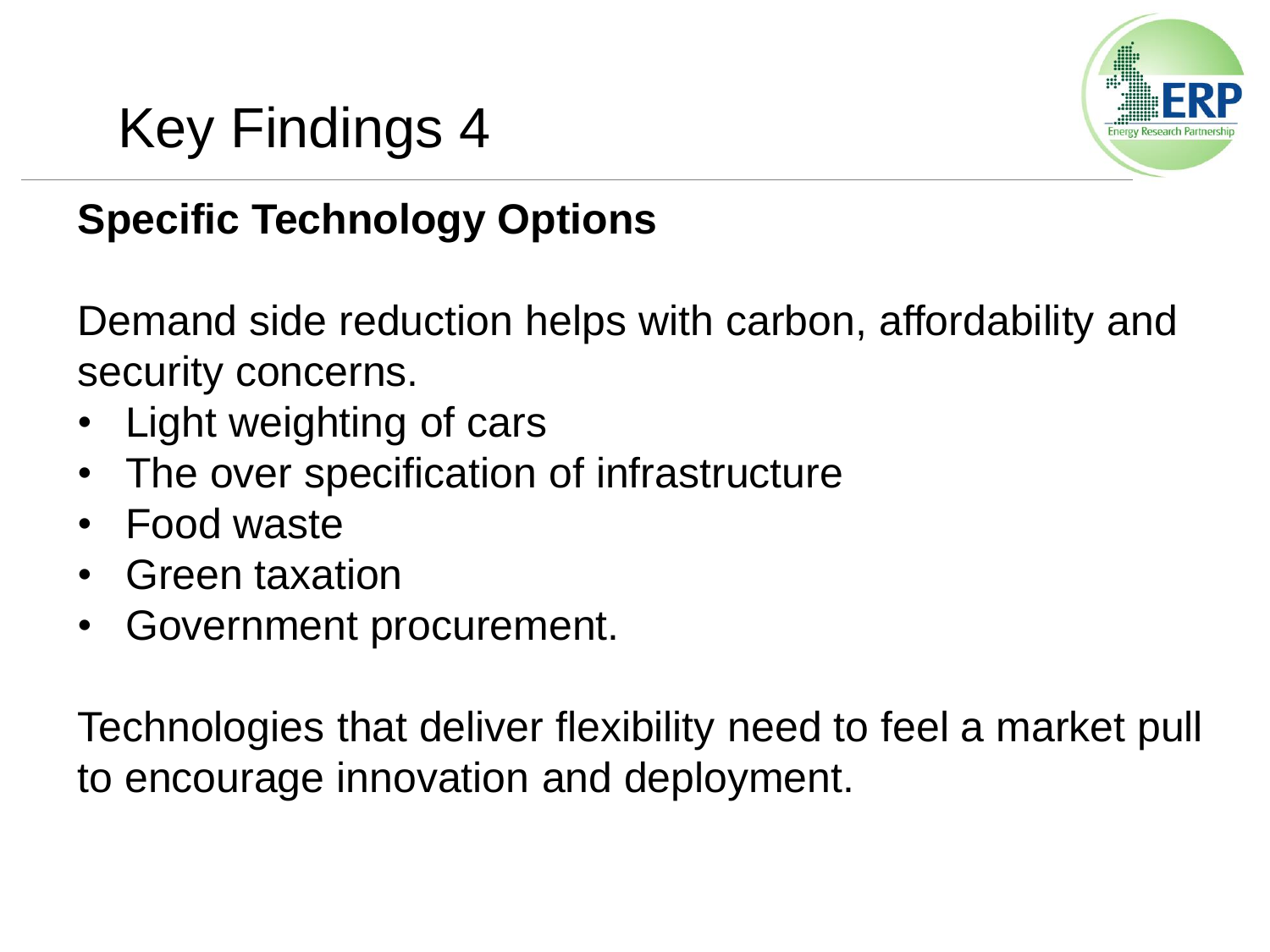# Key Findings 4

## Specific Technology Options

Demand side reduction helps with carbon, affordability and security concerns.

- Light weighting of cars
- The over specification of infrastructure
- Food waste
- Green taxation
- Government procurement.

Technologies that deliver flexibility need to feel a market pull to encourage innovation and deployment.